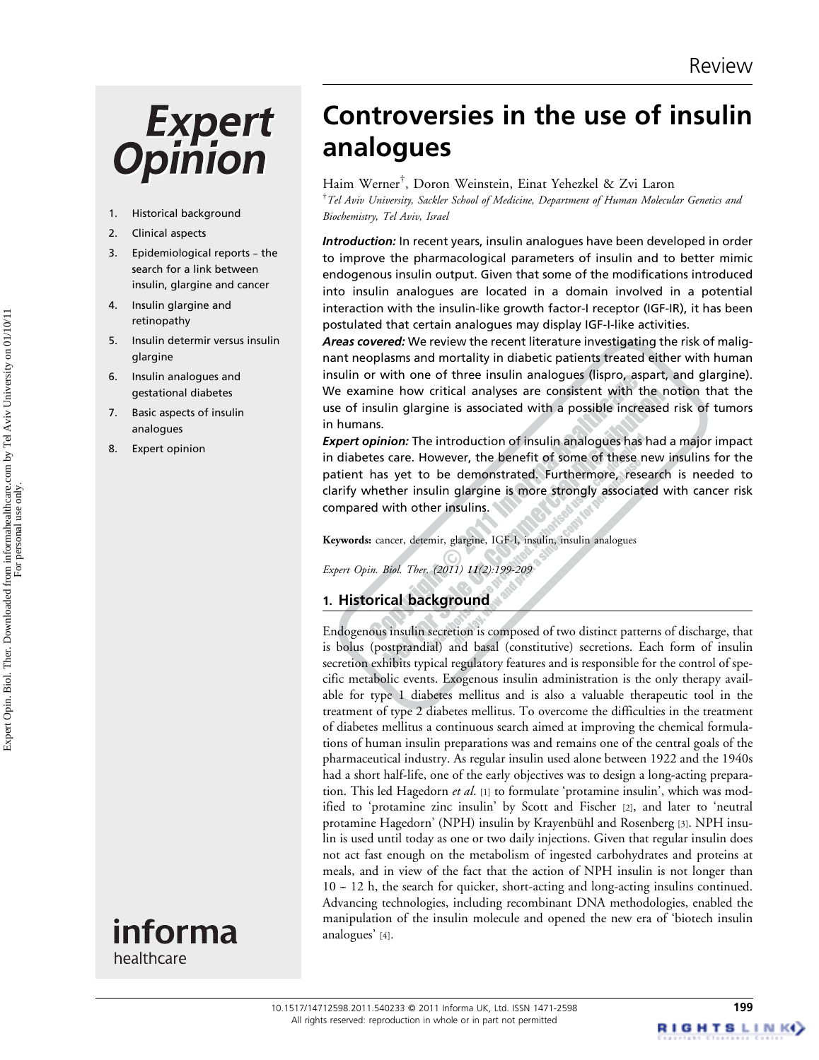Review

# Controversies in the use of insulin analogues

Haim Werner[†], Doron Weinstein, Einat Yehezkel & Zvi Laron

[†]*Tel Aviv University, Sackler School of Medicine, Department of Human Molecular Genetics and Biochemistry, Tel Aviv, Israel*

1. Historical background
2. Clinical aspects
3. Epidemiological reports – the search for a link between insulin, glargine and cancer
4. Insulin glargine and retinopathy
5. Insulin detemir versus insulin glargine
6. Insulin analogues and gestational diabetes
7. Basic aspects of insulin analogues
8. Expert opinion

***Introduction:*** In recent years, insulin analogues have been developed in order to improve the pharmacological parameters of insulin and to better mimic endogenous insulin output. Given that some of the modifications introduced into insulin analogues are located in a domain involved in a potential interaction with the insulin-like growth factor-I receptor (IGF-IR), it has been postulated that certain analogues may display IGF-I-like activities.

***Areas covered:*** We review the recent literature investigating the risk of malignant neoplasms and mortality in diabetic patients treated either with human insulin or with one of three insulin analogues (lispro, aspart, and glargine). We examine how critical analyses are consistent with the notion that the use of insulin glargine is associated with a possible increased risk of tumors in humans.

***Expert opinion:*** The introduction of insulin analogues has had a major impact in diabetes care. However, the benefit of some of these new insulins for the patient has yet to be demonstrated. Furthermore, research is needed to clarify whether insulin glargine is more strongly associated with cancer risk compared with other insulins.

**Keywords:** cancer, detemir, glargine, IGF-I, insulin, insulin analogues

*Expert Opin. Biol. Ther. (2011)* ***11****(2):199-209*

## 1. Historical background

Endogenous insulin secretion is composed of two distinct patterns of discharge, that is bolus (postprandial) and basal (constitutive) secretions. Each form of insulin secretion exhibits typical regulatory features and is responsible for the control of specific metabolic events. Exogenous insulin administration is the only therapy available for type 1 diabetes mellitus and is also a valuable therapeutic tool in the treatment of type 2 diabetes mellitus. To overcome the difficulties in the treatment of diabetes mellitus a continuous search aimed at improving the chemical formulations of human insulin preparations was and remains one of the central goals of the pharmaceutical industry. As regular insulin used alone between 1922 and the 1940s had a short half-life, one of the early objectives was to design a long-acting preparation. This led Hagedorn *et al*. [1] to formulate 'protamine insulin', which was modified to 'protamine zinc insulin' by Scott and Fischer [2], and later to 'neutral protamine Hagedorn' (NPH) insulin by Krayenbühl and Rosenberg [3]. NPH insulin is used until today as one or two daily injections. Given that regular insulin does not act fast enough on the metabolism of ingested carbohydrates and proteins at meals, and in view of the fact that the action of NPH insulin is not longer than 10 – 12 h, the search for quicker, short-acting and long-acting insulins continued. Advancing technologies, including recombinant DNA methodologies, enabled the manipulation of the insulin molecule and opened the new era of 'biotech insulin analogues' [4].

10.1517/14712598.2011.540233 © 2011 Informa UK, Ltd. ISSN 1471-2598
All rights reserved: reproduction in whole or in part not permitted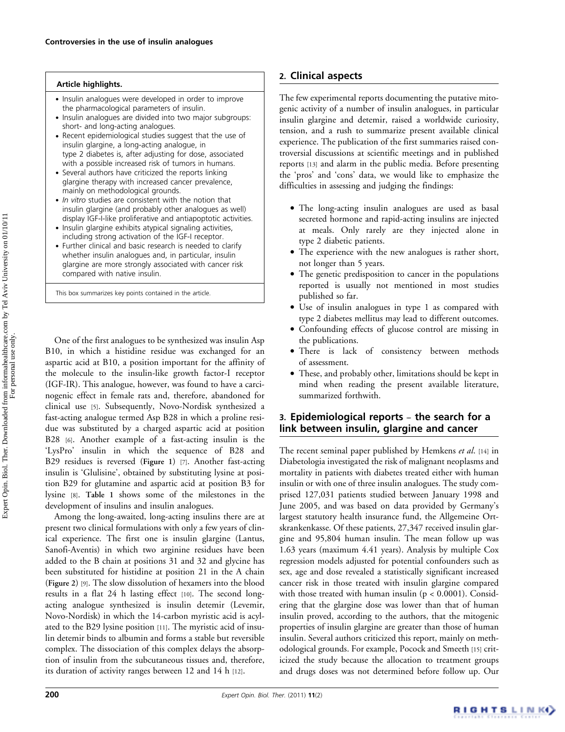**Article highlights.**

- Insulin analogues were developed in order to improve the pharmacological parameters of insulin.
- Insulin analogues are divided into two major subgroups: short- and long-acting analogues.
- Recent epidemiological studies suggest that the use of insulin glargine, a long-acting analogue, in type 2 diabetes is, after adjusting for dose, associated with a possible increased risk of tumors in humans.
- Several authors have criticized the reports linking glargine therapy with increased cancer prevalence, mainly on methodological grounds.
- *In vitro* studies are consistent with the notion that insulin glargine (and probably other analogues as well) display IGF-I-like proliferative and antiapoptotic activities.
- Insulin glargine exhibits atypical signaling activities, including strong activation of the IGF-I receptor.
- Further clinical and basic research is needed to clarify whether insulin analogues and, in particular, insulin glargine are more strongly associated with cancer risk compared with native insulin.

This box summarizes key points contained in the article.

One of the first analogues to be synthesized was insulin Asp B10, in which a histidine residue was exchanged for an aspartic acid at B10, a position important for the affinity of the molecule to the insulin-like growth factor-I receptor (IGF-IR). This analogue, however, was found to have a carcinogenic effect in female rats and, therefore, abandoned for clinical use [5]. Subsequently, Novo-Nordisk synthesized a fast-acting analogue termed Asp B28 in which a proline residue was substituted by a charged aspartic acid at position B28 [6]. Another example of a fast-acting insulin is the 'LysPro' insulin in which the sequence of B28 and B29 residues is reversed (**Figure 1**) [7]. Another fast-acting insulin is 'Glulisine', obtained by substituting lysine at position B29 for glutamine and aspartic acid at position B3 for lysine [8]. **Table 1** shows some of the milestones in the development of insulins and insulin analogues.

Among the long-awaited, long-acting insulins there are at present two clinical formulations with only a few years of clinical experience. The first one is insulin glargine (Lantus, Sanofi-Aventis) in which two arginine residues have been added to the B chain at positions 31 and 32 and glycine has been substituted for histidine at position 21 in the A chain (**Figure 2**) [9]. The slow dissolution of hexamers into the blood results in a flat 24 h lasting effect [10]. The second long-acting analogue synthesized is insulin detemir (Levemir, Novo-Nordisk) in which the 14-carbon myristic acid is acylated to the B29 lysine position [11]. The myristic acid of insulin detemir binds to albumin and forms a stable but reversible complex. The dissociation of this complex delays the absorption of insulin from the subcutaneous tissues and, therefore, its duration of activity ranges between 12 and 14 h [12].

## 2. Clinical aspects

The few experimental reports documenting the putative mitogenic activity of a number of insulin analogues, in particular insulin glargine and detemir, raised a worldwide curiosity, tension, and a rush to summarize present available clinical experience. The publication of the first summaries raised controversial discussions at scientific meetings and in published reports [13] and alarm in the public media. Before presenting the 'pros' and 'cons' data, we would like to emphasize the difficulties in assessing and judging the findings:

- The long-acting insulin analogues are used as basal secreted hormone and rapid-acting insulins are injected at meals. Only rarely are they injected alone in type 2 diabetic patients.
- The experience with the new analogues is rather short, not longer than 5 years.
- The genetic predisposition to cancer in the populations reported is usually not mentioned in most studies published so far.
- Use of insulin analogues in type 1 as compared with type 2 diabetes mellitus may lead to different outcomes.
- Confounding effects of glucose control are missing in the publications.
- There is lack of consistency between methods of assessment.
- These, and probably other, limitations should be kept in mind when reading the present available literature, summarized forthwith.

## 3. Epidemiological reports – the search for a link between insulin, glargine and cancer

The recent seminal paper by Hemkens *et al.* [14] in Diabetologia investigated the risk of malignant neoplasms and mortality in patients with diabetes treated either with human insulin or with one of three insulin analogues. The study comprised 127,031 patients studied between January 1998 and June 2005, and was based on data provided by Germany's largest statutory health insurance fund, the Allgemeine Ortskrankenkasse. Of these patients, 27,347 received insulin glargine and 95,804 human insulin. The mean follow up was 1.63 years (maximum 4.41 years). Analysis by multiple Cox regression models adjusted for potential confounders such as sex, age and dose revealed a statistically significant increased cancer risk in those treated with insulin glargine compared with those treated with human insulin ($p < 0.0001$). Considering that the glargine dose was lower than that of human insulin proved, according to the authors, that the mitogenic properties of insulin glargine are greater than those of human insulin. Several authors criticized this report, mainly on methodological grounds. For example, Pocock and Smeeth [15] criticized the study because the allocation to treatment groups and drugs doses was not determined before follow up. Our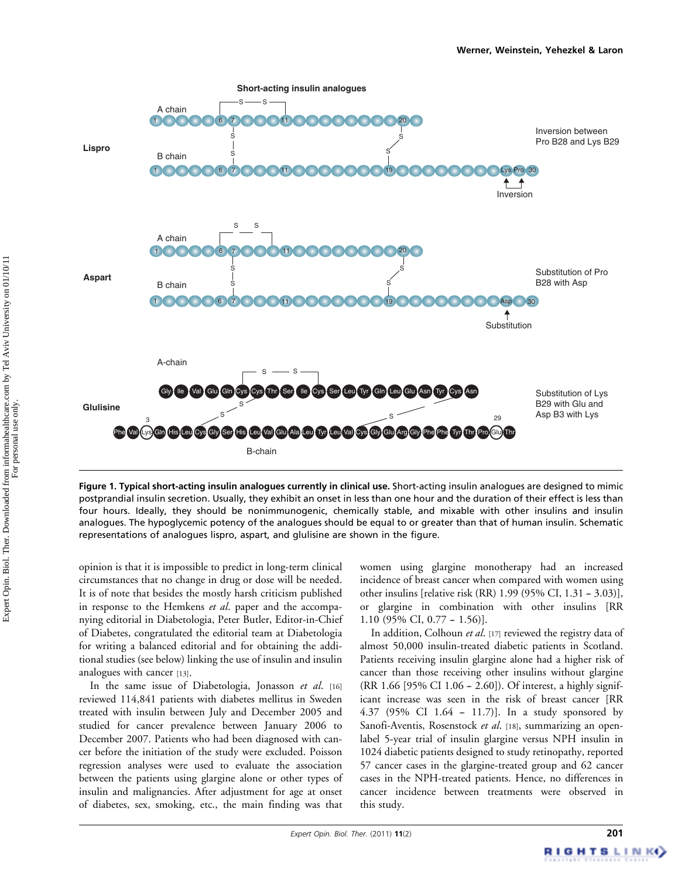**Figure 1. Typical short-acting insulin analogues currently in clinical use.** Short-acting insulin analogues are designed to mimic postprandial insulin secretion. Usually, they exhibit an onset in less than one hour and the duration of their effect is less than four hours. Ideally, they should be nonimmunogenic, chemically stable, and mixable with other insulins and insulin analogues. The hypoglycemic potency of the analogues should be equal to or greater than that of human insulin. Schematic representations of analogues lispro, aspart, and glulisine are shown in the figure.

opinion is that it is impossible to predict in long-term clinical circumstances that no change in drug or dose will be needed. It is of note that besides the mostly harsh criticism published in response to the Hemkens *et al.* paper and the accompanying editorial in Diabetologia, Peter Butler, Editor-in-Chief of Diabetes, congratulated the editorial team at Diabetologia for writing a balanced editorial and for obtaining the additional studies (see below) linking the use of insulin and insulin analogues with cancer [13].

In the same issue of Diabetologia, Jonasson *et al.* [16] reviewed 114,841 patients with diabetes mellitus in Sweden treated with insulin between July and December 2005 and studied for cancer prevalence between January 2006 to December 2007. Patients who had been diagnosed with cancer before the initiation of the study were excluded. Poisson regression analyses were used to evaluate the association between the patients using glargine alone or other types of insulin and malignancies. After adjustment for age at onset of diabetes, sex, smoking, etc., the main finding was that women using glargine monotherapy had an increased incidence of breast cancer when compared with women using other insulins [relative risk (RR) 1.99 (95% CI, 1.31 – 3.03)], or glargine in combination with other insulins [RR 1.10 (95% CI, 0.77 – 1.56)].

In addition, Colhoun *et al.* [17] reviewed the registry data of almost 50,000 insulin-treated diabetic patients in Scotland. Patients receiving insulin glargine alone had a higher risk of cancer than those receiving other insulins without glargine (RR 1.66 [95% CI 1.06 – 2.60]). Of interest, a highly significant increase was seen in the risk of breast cancer [RR 4.37 (95% CI 1.64 – 11.7)]. In a study sponsored by Sanofi-Aventis, Rosenstock *et al.* [18], summarizing an open-label 5-year trial of insulin glargine versus NPH insulin in 1024 diabetic patients designed to study retinopathy, reported 57 cancer cases in the glargine-treated group and 62 cancer cases in the NPH-treated patients. Hence, no differences in cancer incidence between treatments were observed in this study.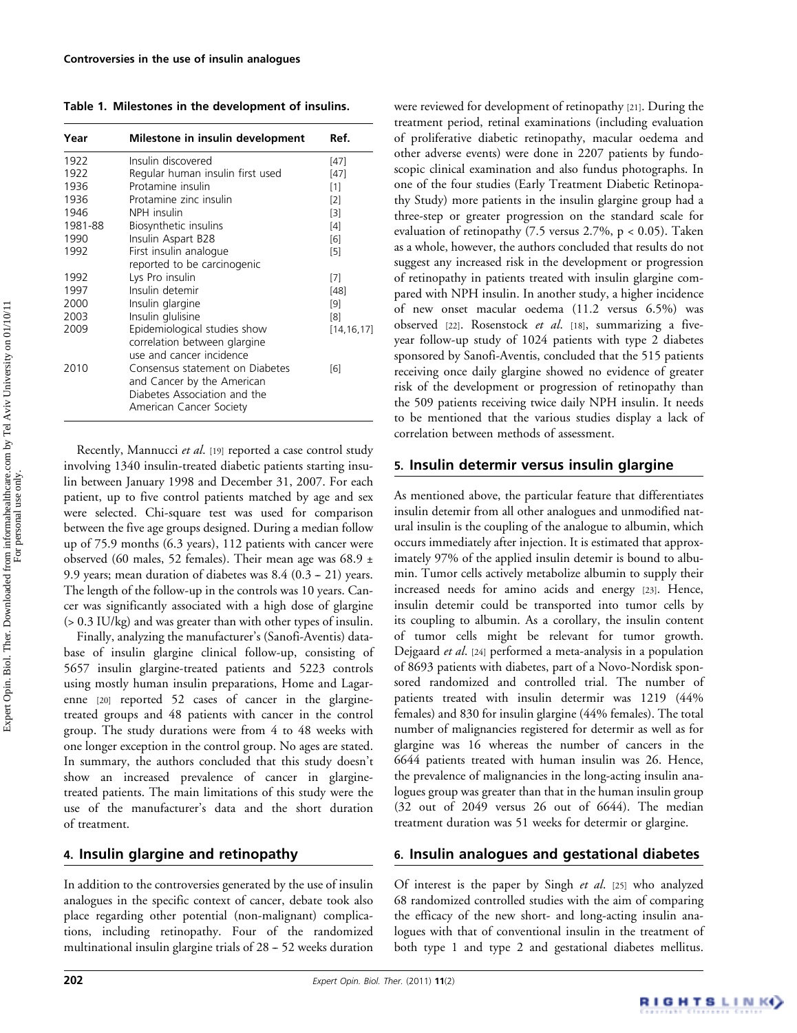**Table 1. Milestones in the development of insulins.**

| Year | Milestone in insulin development | Ref. |
|---|---|---|
| 1922 | Insulin discovered | [47] |
| 1922 | Regular human insulin first used | [47] |
| 1936 | Protamine insulin | [1] |
| 1936 | Protamine zinc insulin | [2] |
| 1946 | NPH insulin | [3] |
| 1981-88 | Biosynthetic insulins | [4] |
| 1990 | Insulin Aspart B28 | [6] |
| 1992 | First insulin analogue reported to be carcinogenic | [5] |
| 1992 | Lys Pro insulin | [7] |
| 1997 | Insulin detemir | [48] |
| 2000 | Insulin glargine | [9] |
| 2003 | Insulin glulisine | [8] |
| 2009 | Epidemiological studies show correlation between glargine use and cancer incidence | [14,16,17] |
| 2010 | Consensus statement on Diabetes and Cancer by the American Diabetes Association and the American Cancer Society | [6] |

Recently, Mannucci *et al.* [19] reported a case control study involving 1340 insulin-treated diabetic patients starting insulin between January 1998 and December 31, 2007. For each patient, up to five control patients matched by age and sex were selected. Chi-square test was used for comparison between the five age groups designed. During a median follow up of 75.9 months (6.3 years), 112 patients with cancer were observed (60 males, 52 females). Their mean age was 68.9 ± 9.9 years; mean duration of diabetes was 8.4 (0.3 – 21) years. The length of the follow-up in the controls was 10 years. Cancer was significantly associated with a high dose of glargine (> 0.3 IU/kg) and was greater than with other types of insulin.

Finally, analyzing the manufacturer's (Sanofi-Aventis) database of insulin glargine clinical follow-up, consisting of 5657 insulin glargine-treated patients and 5223 controls using mostly human insulin preparations, Home and Lagarenne [20] reported 52 cases of cancer in the glargine-treated groups and 48 patients with cancer in the control group. The study durations were from 4 to 48 weeks with one longer exception in the control group. No ages are stated. In summary, the authors concluded that this study doesn't show an increased prevalence of cancer in glargine-treated patients. The main limitations of this study were the use of the manufacturer's data and the short duration of treatment.

## 4. Insulin glargine and retinopathy

In addition to the controversies generated by the use of insulin analogues in the specific context of cancer, debate took also place regarding other potential (non-malignant) complications, including retinopathy. Four of the randomized multinational insulin glargine trials of 28 – 52 weeks duration were reviewed for development of retinopathy [21]. During the treatment period, retinal examinations (including evaluation of proliferative diabetic retinopathy, macular oedema and other adverse events) were done in 2207 patients by fundoscopic clinical examination and also fundus photographs. In one of the four studies (Early Treatment Diabetic Retinopathy Study) more patients in the insulin glargine group had a three-step or greater progression on the standard scale for evaluation of retinopathy (7.5 versus 2.7%, $p < 0.05$). Taken as a whole, however, the authors concluded that results do not suggest any increased risk in the development or progression of retinopathy in patients treated with insulin glargine compared with NPH insulin. In another study, a higher incidence of new onset macular oedema (11.2 versus 6.5%) was observed [22]. Rosenstock *et al.* [18], summarizing a five-year follow-up study of 1024 patients with type 2 diabetes sponsored by Sanofi-Aventis, concluded that the 515 patients receiving once daily glargine showed no evidence of greater risk of the development or progression of retinopathy than the 509 patients receiving twice daily NPH insulin. It needs to be mentioned that the various studies display a lack of correlation between methods of assessment.

## 5. Insulin determir versus insulin glargine

As mentioned above, the particular feature that differentiates insulin detemir from all other analogues and unmodified natural insulin is the coupling of the analogue to albumin, which occurs immediately after injection. It is estimated that approximately 97% of the applied insulin detemir is bound to albumin. Tumor cells actively metabolize albumin to supply their increased needs for amino acids and energy [23]. Hence, insulin detemir could be transported into tumor cells by its coupling to albumin. As a corollary, the insulin content of tumor cells might be relevant for tumor growth. Dejgaard *et al.* [24] performed a meta-analysis in a population of 8693 patients with diabetes, part of a Novo-Nordisk sponsored randomized and controlled trial. The number of patients treated with insulin determir was 1219 (44% females) and 830 for insulin glargine (44% females). The total number of malignancies registered for determir as well as for glargine was 16 whereas the number of cancers in the 6644 patients treated with human insulin was 26. Hence, the prevalence of malignancies in the long-acting insulin analogues group was greater than that in the human insulin group (32 out of 2049 versus 26 out of 6644). The median treatment duration was 51 weeks for determir or glargine.

## 6. Insulin analogues and gestational diabetes

Of interest is the paper by Singh *et al.* [25] who analyzed 68 randomized controlled studies with the aim of comparing the efficacy of the new short- and long-acting insulin analogues with that of conventional insulin in the treatment of both type 1 and type 2 and gestational diabetes mellitus.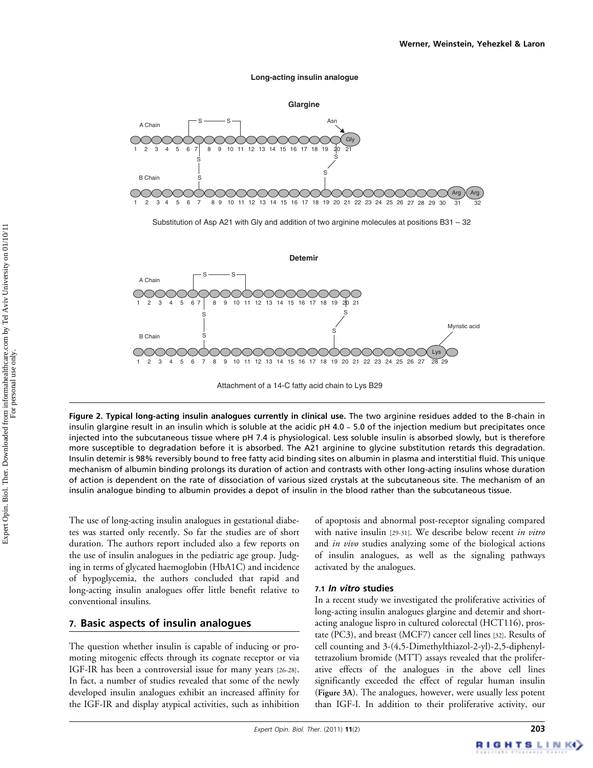**Figure 2. Typical long-acting insulin analogues currently in clinical use.** The two arginine residues added to the B-chain in insulin glargine result in an insulin which is soluble at the acidic pH 4.0 – 5.0 of the injection medium but precipitates once injected into the subcutaneous tissue where pH 7.4 is physiological. Less soluble insulin is absorbed slowly, but is therefore more susceptible to degradation before it is absorbed. The A21 arginine to glycine substitution retards this degradation. Insulin detemir is 98% reversibly bound to free fatty acid binding sites on albumin in plasma and interstitial fluid. This unique mechanism of albumin binding prolongs its duration of action and contrasts with other long-acting insulins whose duration of action is dependent on the rate of dissociation of various sized crystals at the subcutaneous site. The mechanism of an insulin analogue binding to albumin provides a depot of insulin in the blood rather than the subcutaneous tissue.

The use of long-acting insulin analogues in gestational diabetes was started only recently. So far the studies are of short duration. The authors report included also a few reports on the use of insulin analogues in the pediatric age group. Judging in terms of glycated haemoglobin (HbA1C) and incidence of hypoglycemia, the authors concluded that rapid and long-acting insulin analogues offer little benefit relative to conventional insulins.

## 7. Basic aspects of insulin analogues

The question whether insulin is capable of inducing or promoting mitogenic effects through its cognate receptor or via IGF-IR has been a controversial issue for many years [26-28]. In fact, a number of studies revealed that some of the newly developed insulin analogues exhibit an increased affinity for the IGF-IR and display atypical activities, such as inhibition of apoptosis and abnormal post-receptor signaling compared with native insulin [29-31]. We describe below recent *in vitro* and *in vivo* studies analyzing some of the biological actions of insulin analogues, as well as the signaling pathways activated by the analogues.

### 7.1 *In vitro* studies

In a recent study we investigated the proliferative activities of long-acting insulin analogues glargine and detemir and short-acting analogue lispro in cultured colorectal (HCT116), prostate (PC3), and breast (MCF7) cancer cell lines [32]. Results of cell counting and 3-(4,5-Dimethylthiazol-2-yl)-2,5-diphenyltetrazolium bromide (MTT) assays revealed that the proliferative effects of the analogues in the above cell lines significantly exceeded the effect of regular human insulin (**Figure 3A**). The analogues, however, were usually less potent than IGF-I. In addition to their proliferative activity, our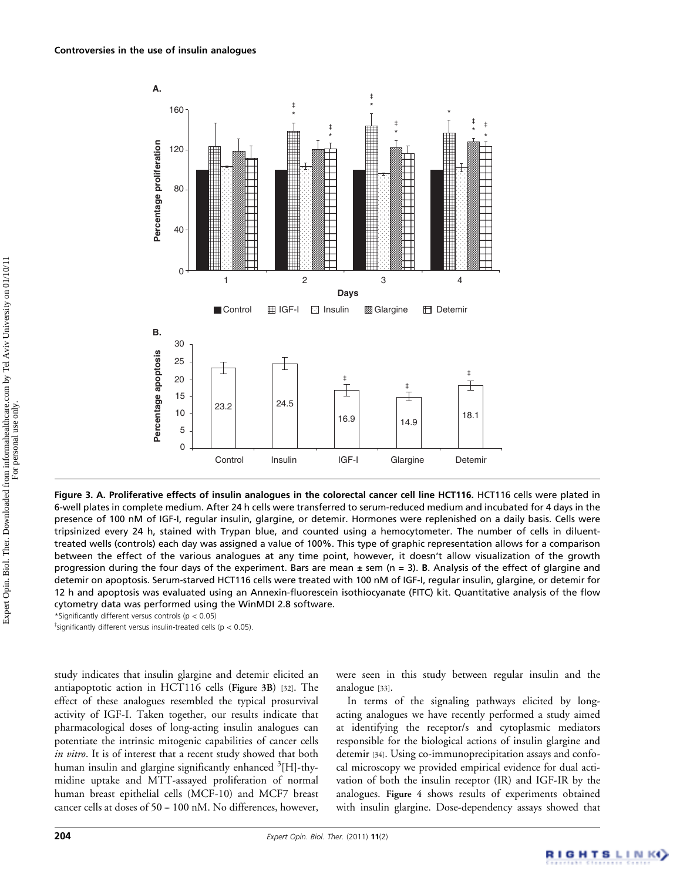**Figure 3. A. Proliferative effects of insulin analogues in the colorectal cancer cell line HCT116.** HCT116 cells were plated in 6-well plates in complete medium. After 24 h cells were transferred to serum-reduced medium and incubated for 4 days in the presence of 100 nM of IGF-I, regular insulin, glargine, or detemir. Hormones were replenished on a daily basis. Cells were tripsinized every 24 h, stained with Trypan blue, and counted using a hemocytometer. The number of cells in diluent-treated wells (controls) each day was assigned a value of 100%. This type of graphic representation allows for a comparison between the effect of the various analogues at any time point, however, it doesn't allow visualization of the growth progression during the four days of the experiment. Bars are mean ± sem (n = 3). **B**. Analysis of the effect of glargine and detemir on apoptosis. Serum-starved HCT116 cells were treated with 100 nM of IGF-I, regular insulin, glargine, or detemir for 12 h and apoptosis was evaluated using an Annexin-fluorescein isothiocyanate (FITC) kit. Quantitative analysis of the flow cytometry data was performed using the WinMDI 2.8 software.

*Significantly different versus controls ($p < 0.05$)

‡significantly different versus insulin-treated cells ($p < 0.05$).

study indicates that insulin glargine and detemir elicited an antiapoptotic action in HCT116 cells (**Figure 3B**) [32]. The effect of these analogues resembled the typical prosurvival activity of IGF-I. Taken together, our results indicate that pharmacological doses of long-acting insulin analogues can potentiate the intrinsic mitogenic capabilities of cancer cells *in vitro*. It is of interest that a recent study showed that both human insulin and glargine significantly enhanced $^{3}$[H]-thymidine uptake and MTT-assayed proliferation of normal human breast epithelial cells (MCF-10) and MCF7 breast cancer cells at doses of 50 – 100 nM. No differences, however, were seen in this study between regular insulin and the analogue [33].

In terms of the signaling pathways elicited by long-acting analogues we have recently performed a study aimed at identifying the receptor/s and cytoplasmic mediators responsible for the biological actions of insulin glargine and detemir [34]. Using co-immunoprecipitation assays and confocal microscopy we provided empirical evidence for dual activation of both the insulin receptor (IR) and IGF-IR by the analogues. **Figure 4** shows results of experiments obtained with insulin glargine. Dose-dependency assays showed that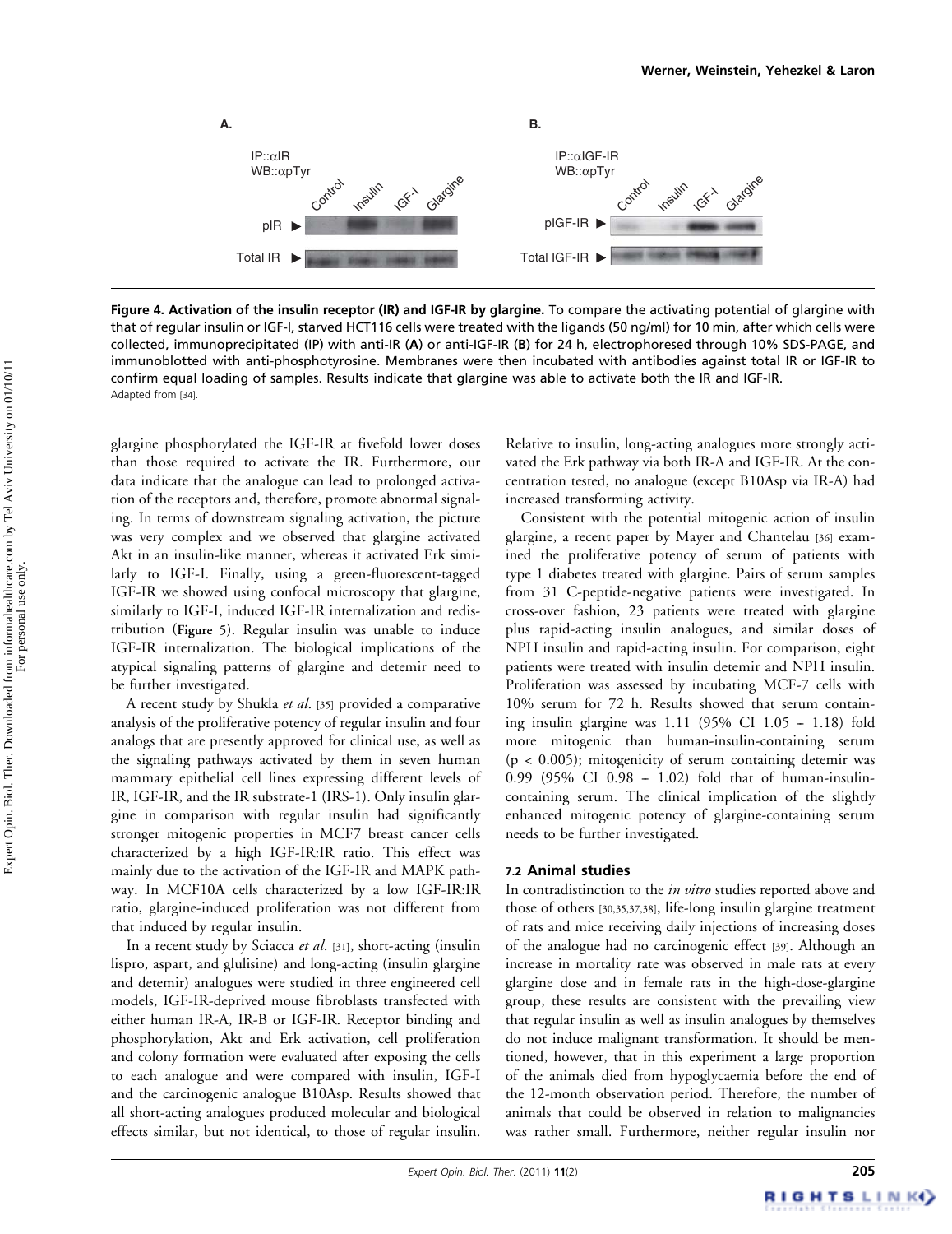A.

IP::αIR
WB::αpTyr

Control Insulin IGF-I Glargine

pIR ▶

Total IR ▶

B.

IP::αIGF-IR
WB::αpTyr

Control Insulin IGF-I Glargine

pIGF-IR ▶

Total IGF-IR ▶

**Figure 4. Activation of the insulin receptor (IR) and IGF-IR by glargine.** To compare the activating potential of glargine with that of regular insulin or IGF-I, starved HCT116 cells were treated with the ligands (50 ng/ml) for 10 min, after which cells were collected, immunoprecipitated (IP) with anti-IR (**A**) or anti-IGF-IR (**B**) for 24 h, electrophoresed through 10% SDS-PAGE, and immunoblotted with anti-phosphotyrosine. Membranes were then incubated with antibodies against total IR or IGF-IR to confirm equal loading of samples. Results indicate that glargine was able to activate both the IR and IGF-IR.
Adapted from [34].

glargine phosphorylated the IGF-IR at fivefold lower doses than those required to activate the IR. Furthermore, our data indicate that the analogue can lead to prolonged activation of the receptors and, therefore, promote abnormal signaling. In terms of downstream signaling activation, the picture was very complex and we observed that glargine activated Akt in an insulin-like manner, whereas it activated Erk similarly to IGF-I. Finally, using a green-fluorescent-tagged IGF-IR we showed using confocal microscopy that glargine, similarly to IGF-I, induced IGF-IR internalization and redistribution (**Figure 5**). Regular insulin was unable to induce IGF-IR internalization. The biological implications of the atypical signaling patterns of glargine and detemir need to be further investigated.

A recent study by Shukla *et al.* [35] provided a comparative analysis of the proliferative potency of regular insulin and four analogs that are presently approved for clinical use, as well as the signaling pathways activated by them in seven human mammary epithelial cell lines expressing different levels of IR, IGF-IR, and the IR substrate-1 (IRS-1). Only insulin glargine in comparison with regular insulin had significantly stronger mitogenic properties in MCF7 breast cancer cells characterized by a high IGF-IR:IR ratio. This effect was mainly due to the activation of the IGF-IR and MAPK pathway. In MCF10A cells characterized by a low IGF-IR:IR ratio, glargine-induced proliferation was not different from that induced by regular insulin.

In a recent study by Sciacca *et al.* [31], short-acting (insulin lispro, aspart, and glulisine) and long-acting (insulin glargine and detemir) analogues were studied in three engineered cell models, IGF-IR-deprived mouse fibroblasts transfected with either human IR-A, IR-B or IGF-IR. Receptor binding and phosphorylation, Akt and Erk activation, cell proliferation and colony formation were evaluated after exposing the cells to each analogue and were compared with insulin, IGF-I and the carcinogenic analogue B10Asp. Results showed that all short-acting analogues produced molecular and biological effects similar, but not identical, to those of regular insulin. Relative to insulin, long-acting analogues more strongly activated the Erk pathway via both IR-A and IGF-IR. At the concentration tested, no analogue (except B10Asp via IR-A) had increased transforming activity.

Consistent with the potential mitogenic action of insulin glargine, a recent paper by Mayer and Chantelau [36] examined the proliferative potency of serum of patients with type 1 diabetes treated with glargine. Pairs of serum samples from 31 C-peptide-negative patients were investigated. In cross-over fashion, 23 patients were treated with glargine plus rapid-acting insulin analogues, and similar doses of NPH insulin and rapid-acting insulin. For comparison, eight patients were treated with insulin detemir and NPH insulin. Proliferation was assessed by incubating MCF-7 cells with 10% serum for 72 h. Results showed that serum containing insulin glargine was 1.11 (95% CI 1.05 – 1.18) fold more mitogenic than human-insulin-containing serum ($p < 0.005$); mitogenicity of serum containing detemir was 0.99 (95% CI 0.98 – 1.02) fold that of human-insulin-containing serum. The clinical implication of the slightly enhanced mitogenic potency of glargine-containing serum needs to be further investigated.

### 7.2 Animal studies

In contradistinction to the *in vitro* studies reported above and those of others [30,35,37,38], life-long insulin glargine treatment of rats and mice receiving daily injections of increasing doses of the analogue had no carcinogenic effect [39]. Although an increase in mortality rate was observed in male rats at every glargine dose and in female rats in the high-dose-glargine group, these results are consistent with the prevailing view that regular insulin as well as insulin analogues by themselves do not induce malignant transformation. It should be mentioned, however, that in this experiment a large proportion of the animals died from hypoglycaemia before the end of the 12-month observation period. Therefore, the number of animals that could be observed in relation to malignancies was rather small. Furthermore, neither regular insulin nor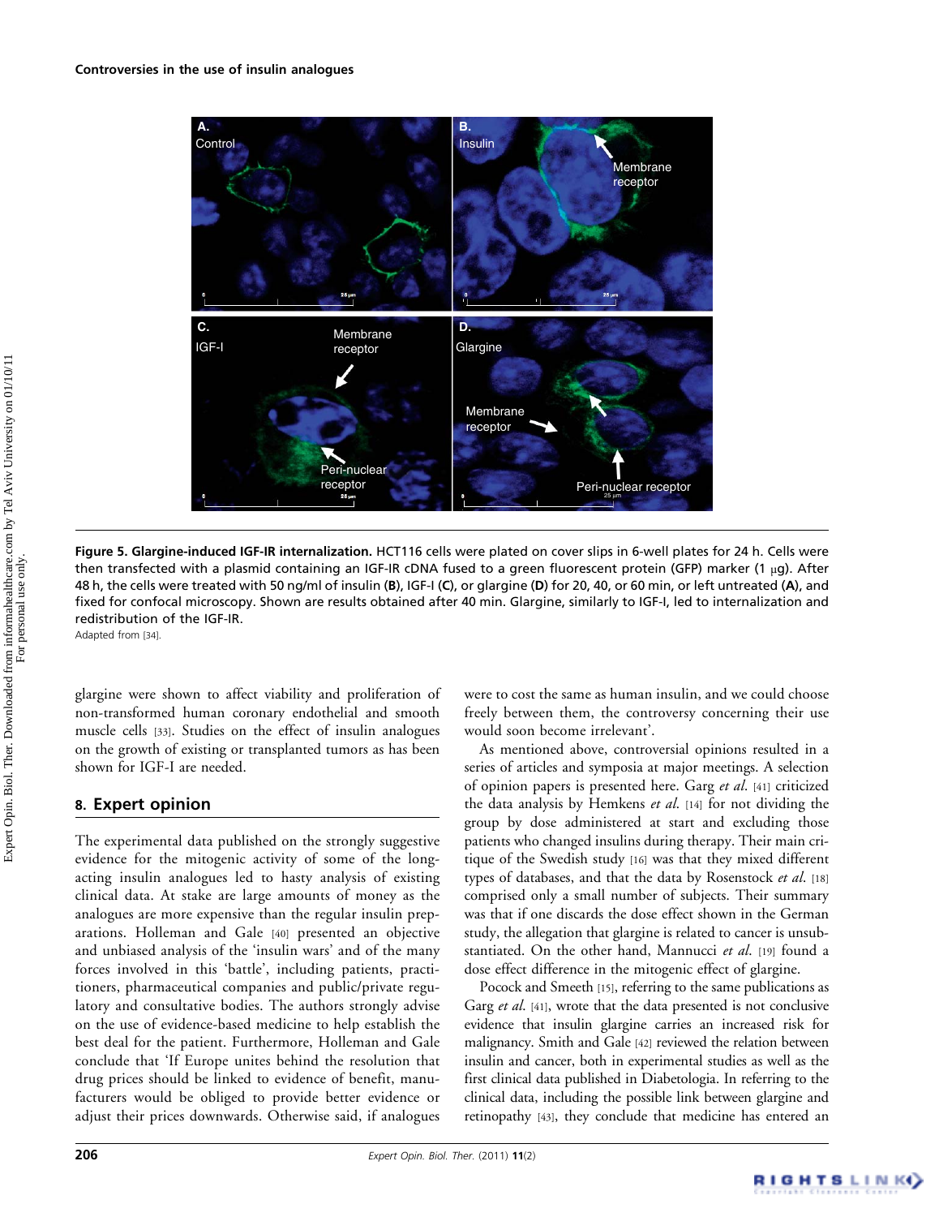**Figure 5. Glargine-induced IGF-IR internalization.** HCT116 cells were plated on cover slips in 6-well plates for 24 h. Cells were then transfected with a plasmid containing an IGF-IR cDNA fused to a green fluorescent protein (GFP) marker (1 μg). After 48 h, the cells were treated with 50 ng/ml of insulin (**B**), IGF-I (**C**), or glargine (**D**) for 20, 40, or 60 min, or left untreated (**A**), and fixed for confocal microscopy. Shown are results obtained after 40 min. Glargine, similarly to IGF-I, led to internalization and redistribution of the IGF-IR.

Adapted from [34].

glargine were shown to affect viability and proliferation of non-transformed human coronary endothelial and smooth muscle cells [33]. Studies on the effect of insulin analogues on the growth of existing or transplanted tumors as has been shown for IGF-I are needed.

## 8. Expert opinion

The experimental data published on the strongly suggestive evidence for the mitogenic activity of some of the long-acting insulin analogues led to hasty analysis of existing clinical data. At stake are large amounts of money as the analogues are more expensive than the regular insulin preparations. Holleman and Gale [40] presented an objective and unbiased analysis of the 'insulin wars' and of the many forces involved in this 'battle', including patients, practitioners, pharmaceutical companies and public/private regulatory and consultative bodies. The authors strongly advise on the use of evidence-based medicine to help establish the best deal for the patient. Furthermore, Holleman and Gale conclude that 'If Europe unites behind the resolution that drug prices should be linked to evidence of benefit, manufacturers would be obliged to provide better evidence or adjust their prices downwards. Otherwise said, if analogues were to cost the same as human insulin, and we could choose freely between them, the controversy concerning their use would soon become irrelevant'.

As mentioned above, controversial opinions resulted in a series of articles and symposia at major meetings. A selection of opinion papers is presented here. Garg *et al.* [41] criticized the data analysis by Hemkens *et al.* [14] for not dividing the group by dose administered at start and excluding those patients who changed insulins during therapy. Their main critique of the Swedish study [16] was that they mixed different types of databases, and that the data by Rosenstock *et al.* [18] comprised only a small number of subjects. Their summary was that if one discards the dose effect shown in the German study, the allegation that glargine is related to cancer is unsubstantiated. On the other hand, Mannucci *et al.* [19] found a dose effect difference in the mitogenic effect of glargine.

Pocock and Smeeth [15], referring to the same publications as Garg *et al.* [41], wrote that the data presented is not conclusive evidence that insulin glargine carries an increased risk for malignancy. Smith and Gale [42] reviewed the relation between insulin and cancer, both in experimental studies as well as the first clinical data published in Diabetologia. In referring to the clinical data, including the possible link between glargine and retinopathy [43], they conclude that medicine has entered an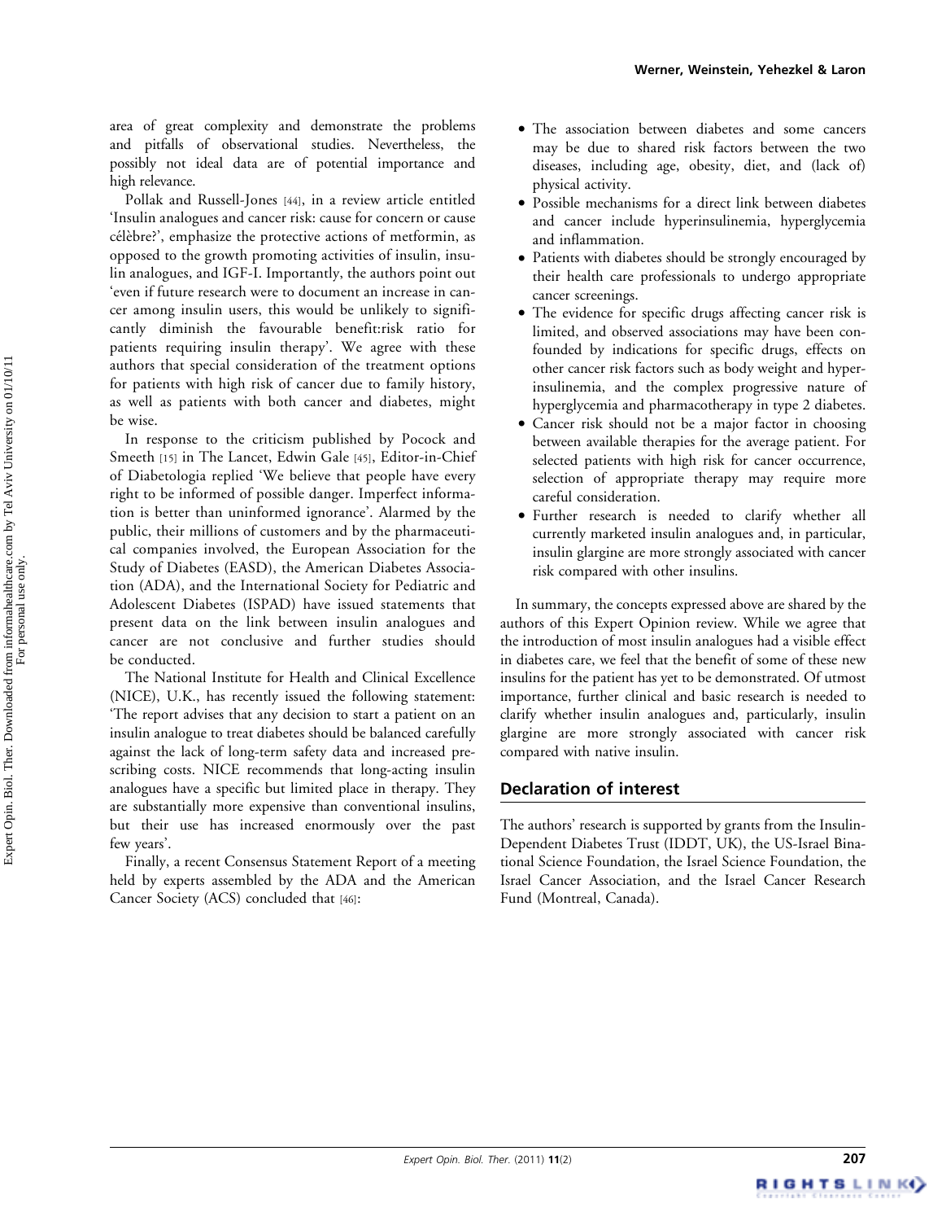area of great complexity and demonstrate the problems and pitfalls of observational studies. Nevertheless, the possibly not ideal data are of potential importance and high relevance.

Pollak and Russell-Jones [44], in a review article entitled 'Insulin analogues and cancer risk: cause for concern or cause célèbre?', emphasize the protective actions of metformin, as opposed to the growth promoting activities of insulin, insulin analogues, and IGF-I. Importantly, the authors point out 'even if future research were to document an increase in cancer among insulin users, this would be unlikely to significantly diminish the favourable benefit:risk ratio for patients requiring insulin therapy'. We agree with these authors that special consideration of the treatment options for patients with high risk of cancer due to family history, as well as patients with both cancer and diabetes, might be wise.

In response to the criticism published by Pocock and Smeeth [15] in The Lancet, Edwin Gale [45], Editor-in-Chief of Diabetologia replied 'We believe that people have every right to be informed of possible danger. Imperfect information is better than uninformed ignorance'. Alarmed by the public, their millions of customers and by the pharmaceutical companies involved, the European Association for the Study of Diabetes (EASD), the American Diabetes Association (ADA), and the International Society for Pediatric and Adolescent Diabetes (ISPAD) have issued statements that present data on the link between insulin analogues and cancer are not conclusive and further studies should be conducted.

The National Institute for Health and Clinical Excellence (NICE), U.K., has recently issued the following statement: 'The report advises that any decision to start a patient on an insulin analogue to treat diabetes should be balanced carefully against the lack of long-term safety data and increased prescribing costs. NICE recommends that long-acting insulin analogues have a specific but limited place in therapy. They are substantially more expensive than conventional insulins, but their use has increased enormously over the past few years'.

Finally, a recent Consensus Statement Report of a meeting held by experts assembled by the ADA and the American Cancer Society (ACS) concluded that [46]:

- The association between diabetes and some cancers may be due to shared risk factors between the two diseases, including age, obesity, diet, and (lack of) physical activity.
- Possible mechanisms for a direct link between diabetes and cancer include hyperinsulinemia, hyperglycemia and inflammation.
- Patients with diabetes should be strongly encouraged by their health care professionals to undergo appropriate cancer screenings.
- The evidence for specific drugs affecting cancer risk is limited, and observed associations may have been confounded by indications for specific drugs, effects on other cancer risk factors such as body weight and hyperinsulinemia, and the complex progressive nature of hyperglycemia and pharmacotherapy in type 2 diabetes.
- Cancer risk should not be a major factor in choosing between available therapies for the average patient. For selected patients with high risk for cancer occurrence, selection of appropriate therapy may require more careful consideration.
- Further research is needed to clarify whether all currently marketed insulin analogues and, in particular, insulin glargine are more strongly associated with cancer risk compared with other insulins.

In summary, the concepts expressed above are shared by the authors of this Expert Opinion review. While we agree that the introduction of most insulin analogues had a visible effect in diabetes care, we feel that the benefit of some of these new insulins for the patient has yet to be demonstrated. Of utmost importance, further clinical and basic research is needed to clarify whether insulin analogues and, particularly, insulin glargine are more strongly associated with cancer risk compared with native insulin.

## Declaration of interest

The authors' research is supported by grants from the Insulin-Dependent Diabetes Trust (IDDT, UK), the US-Israel Binational Science Foundation, the Israel Science Foundation, the Israel Cancer Association, and the Israel Cancer Research Fund (Montreal, Canada).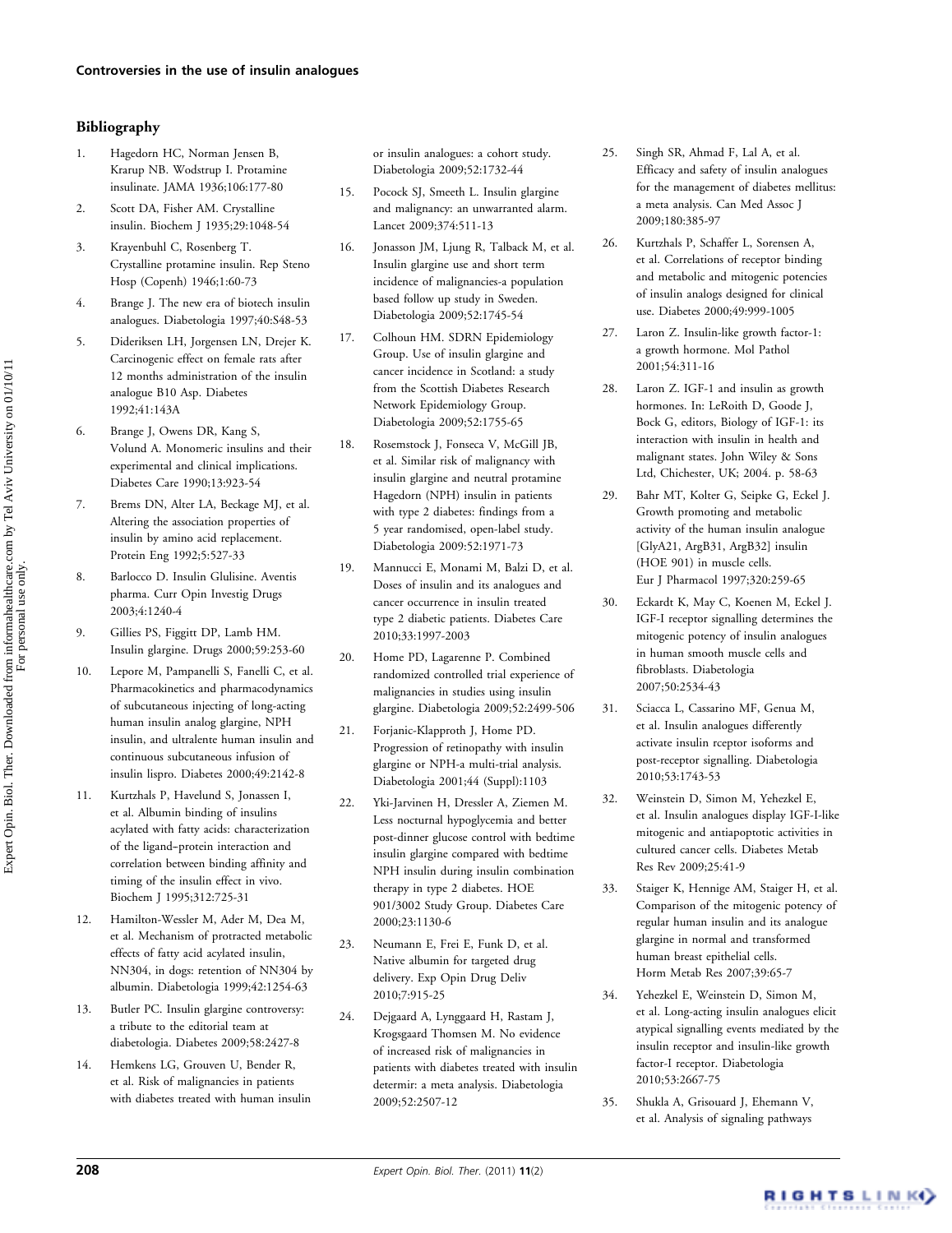## Bibliography

1. Hagedorn HC, Norman Jensen B, Krarup NB. Wodstrup I. Protamine insulinate. JAMA 1936;106:177-80
2. Scott DA, Fisher AM. Crystalline insulin. Biochem J 1935;29:1048-54
3. Krayenbuhl C, Rosenberg T. Crystalline protamine insulin. Rep Steno Hosp (Copenh) 1946;1:60-73
4. Brange J. The new era of biotech insulin analogues. Diabetologia 1997;40:S48-53
5. Dideriksen LH, Jorgensen LN, Drejer K. Carcinogenic effect on female rats after 12 months administration of the insulin analogue B10 Asp. Diabetes 1992;41:143A
6. Brange J, Owens DR, Kang S, Volund A. Monomeric insulins and their experimental and clinical implications. Diabetes Care 1990;13:923-54
7. Brems DN, Alter LA, Beckage MJ, et al. Altering the association properties of insulin by amino acid replacement. Protein Eng 1992;5:527-33
8. Barlocco D. Insulin Glulisine. Aventis pharma. Curr Opin Investig Drugs 2003;4:1240-4
9. Gillies PS, Figgitt DP, Lamb HM. Insulin glargine. Drugs 2000;59:253-60
10. Lepore M, Pampanelli S, Fanelli C, et al. Pharmacokinetics and pharmacodynamics of subcutaneous injecting of long-acting human insulin analog glargine, NPH insulin, and ultralente human insulin and continuous subcutaneous infusion of insulin lispro. Diabetes 2000;49:2142-8
11. Kurtzhals P, Havelund S, Jonassen I, et al. Albumin binding of insulins acylated with fatty acids: characterization of the ligand–protein interaction and correlation between binding affinity and timing of the insulin effect in vivo. Biochem J 1995;312:725-31
12. Hamilton-Wessler M, Ader M, Dea M, et al. Mechanism of protracted metabolic effects of fatty acid acylated insulin, NN304, in dogs: retention of NN304 by albumin. Diabetologia 1999;42:1254-63
13. Butler PC. Insulin glargine controversy: a tribute to the editorial team at diabetologia. Diabetes 2009;58:2427-8
14. Hemkens LG, Grouven U, Bender R, et al. Risk of malignancies in patients with diabetes treated with human insulin or insulin analogues: a cohort study. Diabetologia 2009;52:1732-44
15. Pocock SJ, Smeeth L. Insulin glargine and malignancy: an unwarranted alarm. Lancet 2009;374:511-13
16. Jonasson JM, Ljung R, Talback M, et al. Insulin glargine use and short term incidence of malignancies-a population based follow up study in Sweden. Diabetologia 2009;52:1745-54
17. Colhoun HM. SDRN Epidemiology Group. Use of insulin glargine and cancer incidence in Scotland: a study from the Scottish Diabetes Research Network Epidemiology Group. Diabetologia 2009;52:1755-65
18. Rosemstock J, Fonseca V, McGill JB, et al. Similar risk of malignancy with insulin glargine and neutral protamine Hagedorn (NPH) insulin in patients with type 2 diabetes: findings from a 5 year randomised, open-label study. Diabetologia 2009;52:1971-73
19. Mannucci E, Monami M, Balzi D, et al. Doses of insulin and its analogues and cancer occurrence in insulin treated type 2 diabetic patients. Diabetes Care 2010;33:1997-2003
20. Home PD, Lagarenne P. Combined randomized controlled trial experience of malignancies in studies using insulin glargine. Diabetologia 2009;52:2499-506
21. Forjanic-Klapproth J, Home PD. Progression of retinopathy with insulin glargine or NPH-a multi-trial analysis. Diabetologia 2001;44 (Suppl):1103
22. Yki-Jarvinen H, Dressler A, Ziemen M. Less nocturnal hypoglycemia and better post-dinner glucose control with bedtime insulin glargine compared with bedtime NPH insulin during insulin combination therapy in type 2 diabetes. HOE 901/3002 Study Group. Diabetes Care 2000;23:1130-6
23. Neumann E, Frei E, Funk D, et al. Native albumin for targeted drug delivery. Exp Opin Drug Deliv 2010;7:915-25
24. Dejgaard A, Lynggaard H, Rastam J, Krogsgaard Thomsen M. No evidence of increased risk of malignancies in patients with diabetes treated with insulin determir: a meta analysis. Diabetologia 2009;52:2507-12
25. Singh SR, Ahmad F, Lal A, et al. Efficacy and safety of insulin analogues for the management of diabetes mellitus: a meta analysis. Can Med Assoc J 2009;180:385-97
26. Kurtzhals P, Schaffer L, Sorensen A, et al. Correlations of receptor binding and metabolic and mitogenic potencies of insulin analogs designed for clinical use. Diabetes 2000;49:999-1005
27. Laron Z. Insulin-like growth factor-1: a growth hormone. Mol Pathol 2001;54:311-16
28. Laron Z. IGF-1 and insulin as growth hormones. In: LeRoith D, Goode J, Bock G, editors, Biology of IGF-1: its interaction with insulin in health and malignant states. John Wiley & Sons Ltd, Chichester, UK; 2004. p. 58-63
29. Bahr MT, Kolter G, Seipke G, Eckel J. Growth promoting and metabolic activity of the human insulin analogue [GlyA21, ArgB31, ArgB32] insulin (HOE 901) in muscle cells. Eur J Pharmacol 1997;320:259-65
30. Eckardt K, May C, Koenen M, Eckel J. IGF-I receptor signalling determines the mitogenic potency of insulin analogues in human smooth muscle cells and fibroblasts. Diabetologia 2007;50:2534-43
31. Sciacca L, Cassarino MF, Genua M, et al. Insulin analogues differently activate insulin rceptor isoforms and post-receptor signalling. Diabetologia 2010;53:1743-53
32. Weinstein D, Simon M, Yehezkel E, et al. Insulin analogues display IGF-I-like mitogenic and antiapoptotic activities in cultured cancer cells. Diabetes Metab Res Rev 2009;25:41-9
33. Staiger K, Hennige AM, Staiger H, et al. Comparison of the mitogenic potency of regular human insulin and its analogue glargine in normal and transformed human breast epithelial cells. Horm Metab Res 2007;39:65-7
34. Yehezkel E, Weinstein D, Simon M, et al. Long-acting insulin analogues elicit atypical signalling events mediated by the insulin receptor and insulin-like growth factor-I receptor. Diabetologia 2010;53:2667-75
35. Shukla A, Grisouard J, Ehemann V, et al. Analysis of signaling pathways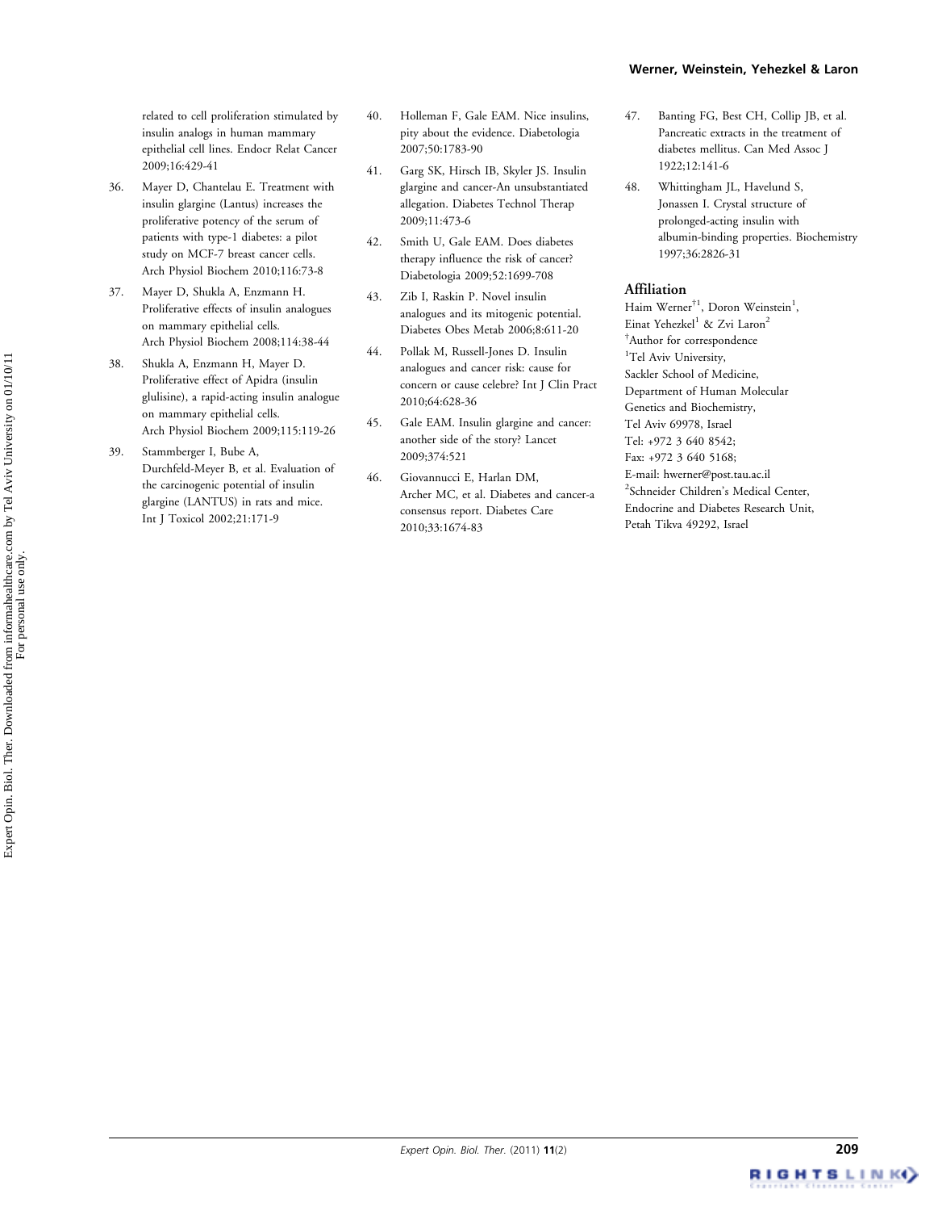related to cell proliferation stimulated by insulin analogs in human mammary epithelial cell lines. Endocr Relat Cancer 2009;16:429-41

36. Mayer D, Chantelau E. Treatment with insulin glargine (Lantus) increases the proliferative potency of the serum of patients with type-1 diabetes: a pilot study on MCF-7 breast cancer cells. Arch Physiol Biochem 2010;116:73-8

37. Mayer D, Shukla A, Enzmann H. Proliferative effects of insulin analogues on mammary epithelial cells. Arch Physiol Biochem 2008;114:38-44

38. Shukla A, Enzmann H, Mayer D. Proliferative effect of Apidra (insulin glulisine), a rapid-acting insulin analogue on mammary epithelial cells. Arch Physiol Biochem 2009;115:119-26

39. Stammberger I, Bube A, Durchfeld-Meyer B, et al. Evaluation of the carcinogenic potential of insulin glargine (LANTUS) in rats and mice. Int J Toxicol 2002;21:171-9

40. Holleman F, Gale EAM. Nice insulins, pity about the evidence. Diabetologia 2007;50:1783-90

41. Garg SK, Hirsch IB, Skyler JS. Insulin glargine and cancer-An unsubstantiated allegation. Diabetes Technol Therap 2009;11:473-6

42. Smith U, Gale EAM. Does diabetes therapy influence the risk of cancer? Diabetologia 2009;52:1699-708

43. Zib I, Raskin P. Novel insulin analogues and its mitogenic potential. Diabetes Obes Metab 2006;8:611-20

44. Pollak M, Russell-Jones D. Insulin analogues and cancer risk: cause for concern or cause celebre? Int J Clin Pract 2010;64:628-36

45. Gale EAM. Insulin glargine and cancer: another side of the story? Lancet 2009;374:521

46. Giovannucci E, Harlan DM, Archer MC, et al. Diabetes and cancer-a consensus report. Diabetes Care 2010;33:1674-83

47. Banting FG, Best CH, Collip JB, et al. Pancreatic extracts in the treatment of diabetes mellitus. Can Med Assoc J 1922;12:141-6

48. Whittingham JL, Havelund S, Jonassen I. Crystal structure of prolonged-acting insulin with albumin-binding properties. Biochemistry 1997;36:2826-31

## Affiliation

Haim Werner[†1], Doron Weinstein[1], Einat Yehezkel[1] & Zvi Laron[2]

[†]Author for correspondence

[1]Tel Aviv University, Sackler School of Medicine, Department of Human Molecular Genetics and Biochemistry, Tel Aviv 69978, Israel
Tel: +972 3 640 8542;
Fax: +972 3 640 5168;
E-mail: hwerner@post.tau.ac.il

[2]Schneider Children's Medical Center, Endocrine and Diabetes Research Unit, Petah Tikva 49292, Israel